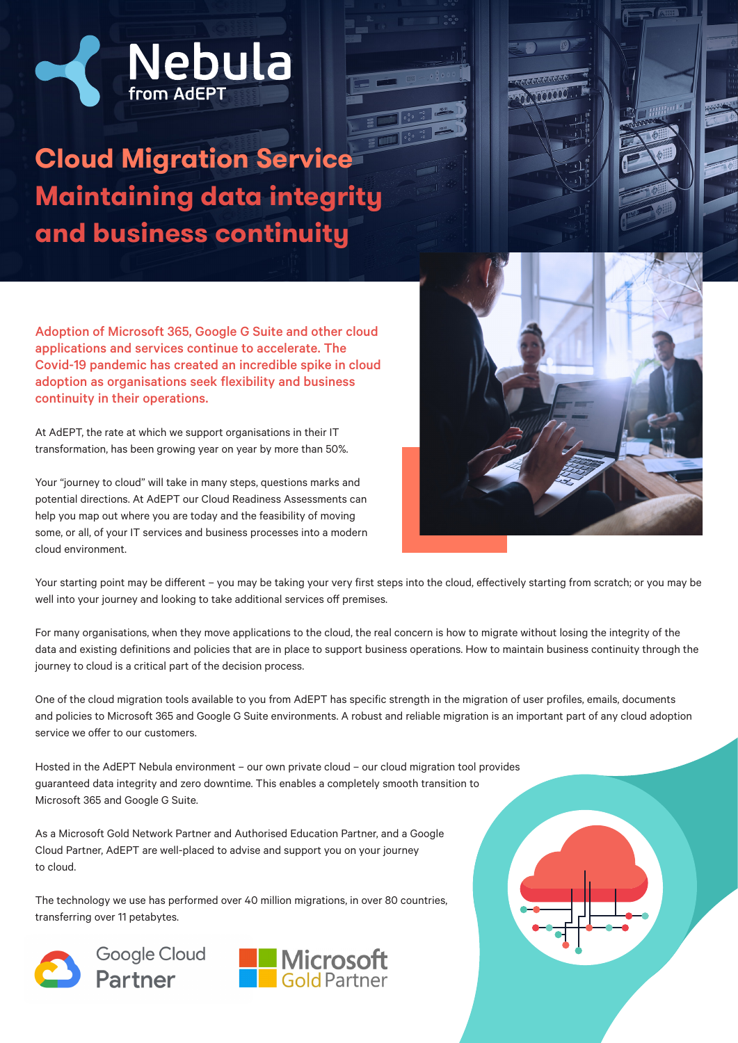Nebula from AdEPT

# Cloud Migration Service Maintaining data integrity and business continuity

**Adoption of Microsoft 365, Google G Suite and other cloud applications and services continue to accelerate. The Covid-19 pandemic has created an incredible spike in cloud adoption as organisations seek flexibility and business continuity in their operations.**

At AdEPT, the rate at which we support organisations in their IT transformation, has been growing year on year by more than 50%.

Your "journey to cloud" will take in many steps, questions marks and potential directions. At AdEPT our Cloud Readiness Assessments can help you map out where you are today and the feasibility of moving some, or all, of your IT services and business processes into a modern cloud environment.

Your starting point may be different – you may be taking your very first steps into the cloud, effectively starting from scratch; or you may be well into your journey and looking to take additional services off premises.

For many organisations, when they move applications to the cloud, the real concern is how to migrate without losing the integrity of the data and existing definitions and policies that are in place to support business operations. How to maintain business continuity through the journey to cloud is a critical part of the decision process.

One of the cloud migration tools available to you from AdEPT has specific strength in the migration of user profiles, emails, documents and policies to Microsoft 365 and Google G Suite environments. A robust and reliable migration is an important part of any cloud adoption service we offer to our customers.

Hosted in the AdEPT Nebula environment – our own private cloud – our cloud migration tool provides guaranteed data integrity and zero downtime. This enables a completely smooth transition to Microsoft 365 and Google G Suite.

As a Microsoft Gold Network Partner and Authorised Education Partner, and a Google Cloud Partner, AdEPT are well-placed to advise and support you on your journey to cloud.

The technology we use has performed over 40 million migrations, in over 80 countries, transferring over 11 petabytes.

Google Cloud Partner

Microsoft Gold Partner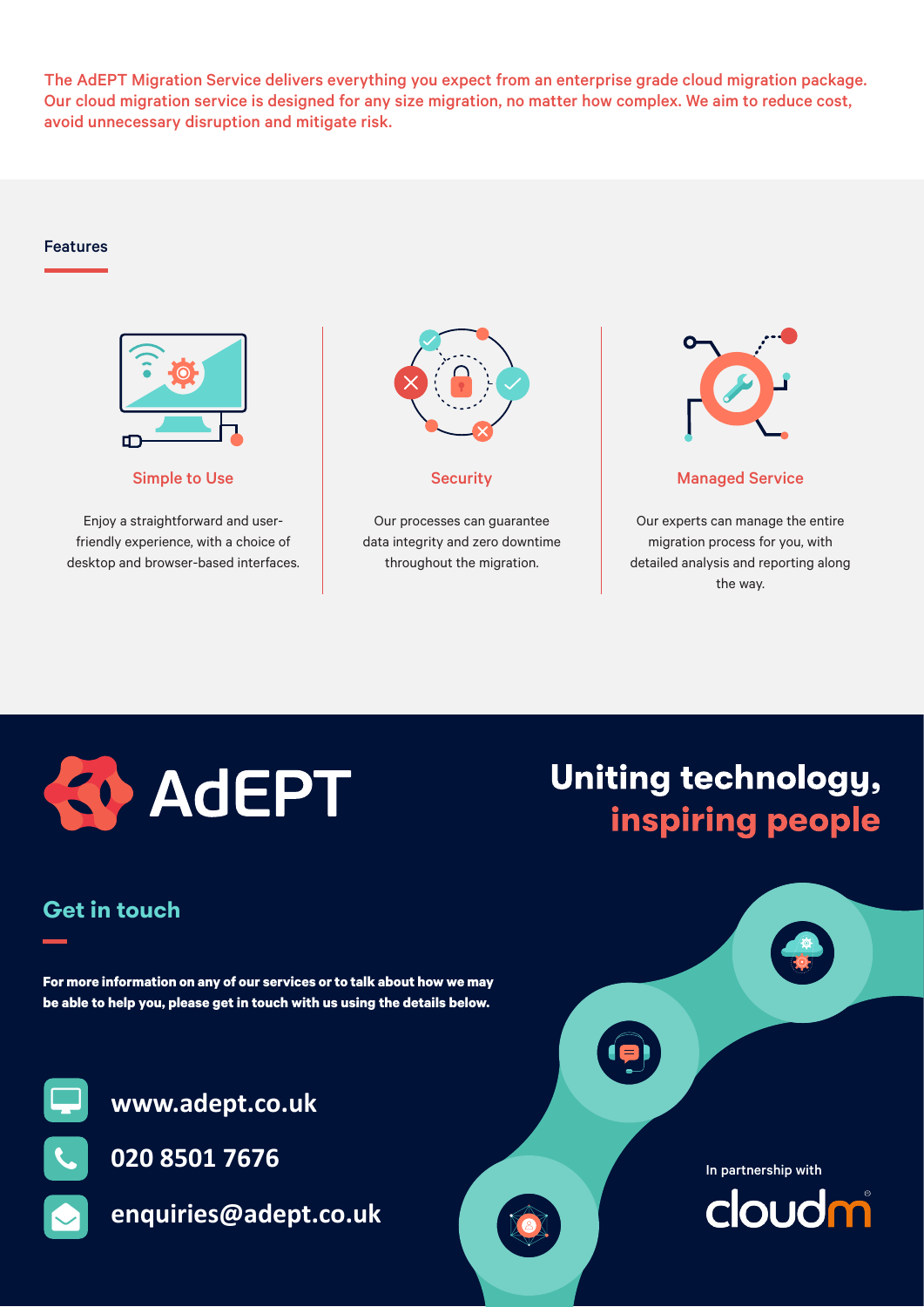The AdEPT Migration Service delivers everything you expect from an enterprise grade cloud migration package. Our cloud migration service is designed for any size migration, no matter how complex. We aim to reduce cost, avoid unnecessary disruption and mitigate risk.

## Features

### Simple to Use

Enjoy a straightforward and user-friendly experience, with a choice of desktop and browser-based interfaces.

### Security

Our processes can guarantee data integrity and zero downtime throughout the migration.

### Managed Service

Our experts can manage the entire migration process for you, with detailed analysis and reporting along the way.

AdEPT

**Uniting technology, inspiring people**

## Get in touch

**For more information on any of our services or to talk about how we may be able to help you, please get in touch with us using the details below.**

www.adept.co.uk

020 8501 7676

enquiries@adept.co.uk

In partnership with cloudm